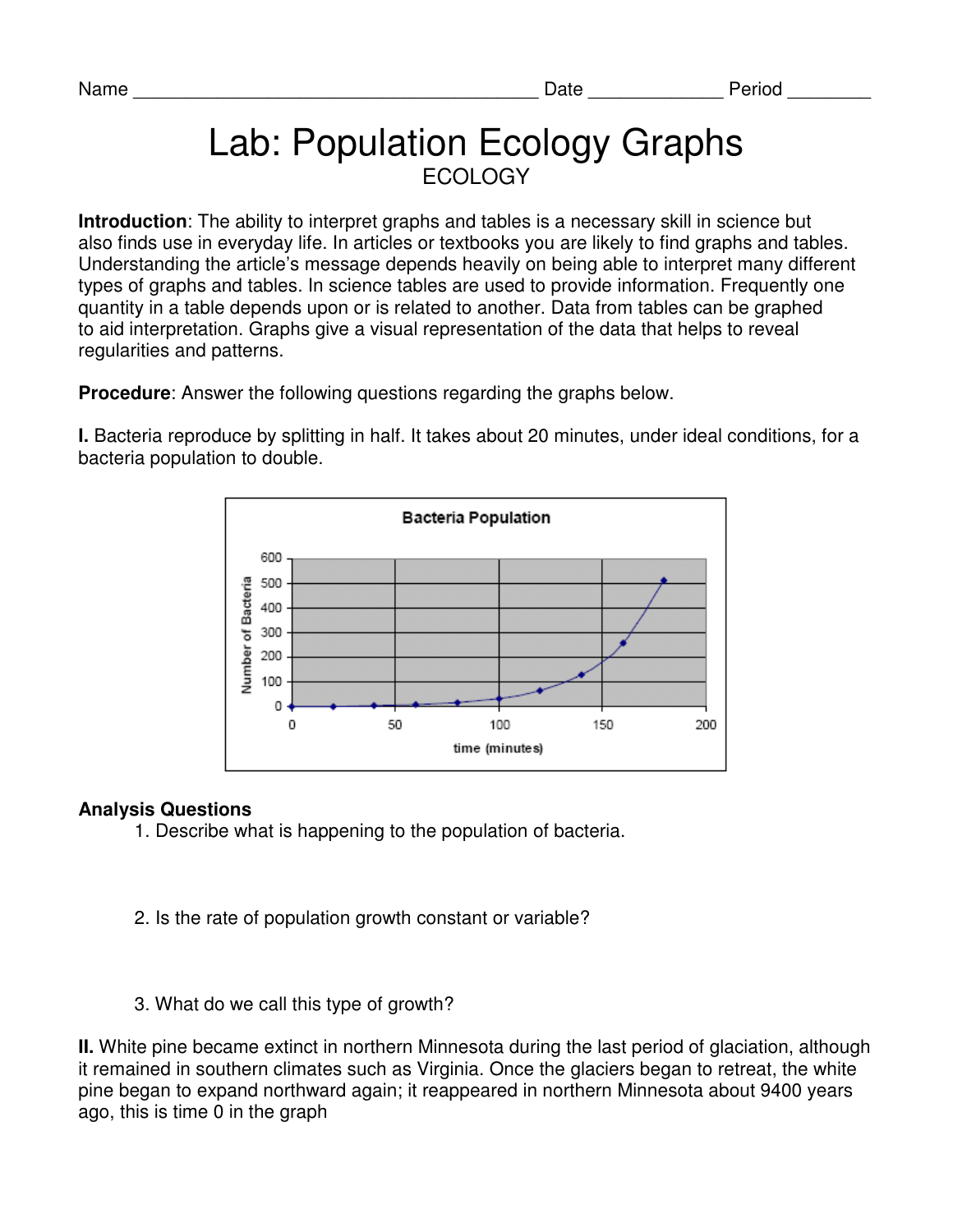Name ________________________________________ Date _____________ Period ________

# Lab: Population Ecology Graphs

ECOLOGY

**Introduction**: The ability to interpret graphs and tables is a necessary skill in science but also finds use in everyday life. In articles or textbooks you are likely to find graphs and tables. Understanding the article's message depends heavily on being able to interpret many different types of graphs and tables. In science tables are used to provide information. Frequently one quantity in a table depends upon or is related to another. Data from tables can be graphed to aid interpretation. Graphs give a visual representation of the data that helps to reveal regularities and patterns.

**Procedure**: Answer the following questions regarding the graphs below.

**I.** Bacteria reproduce by splitting in half. It takes about 20 minutes, under ideal conditions, for a bacteria population to double.

Bacteria Population

Number of Bacteria (0–600) vs. time (minutes) (0–200)

### Analysis Questions

1. Describe what is happening to the population of bacteria.

2. Is the rate of population growth constant or variable?

3. What do we call this type of growth?

**II.** White pine became extinct in northern Minnesota during the last period of glaciation, although it remained in southern climates such as Virginia. Once the glaciers began to retreat, the white pine began to expand northward again; it reappeared in northern Minnesota about 9400 years ago, this is time 0 in the graph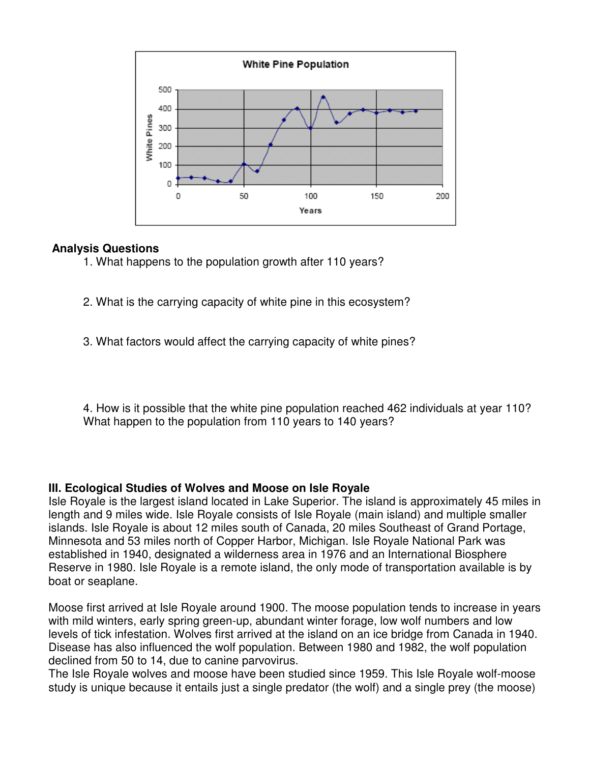**Analysis Questions**

1. What happens to the population growth after 110 years?

2. What is the carrying capacity of white pine in this ecosystem?

3. What factors would affect the carrying capacity of white pines?

4. How is it possible that the white pine population reached 462 individuals at year 110? What happen to the population from 110 years to 140 years?

### III. Ecological Studies of Wolves and Moose on Isle Royale

Isle Royale is the largest island located in Lake Superior. The island is approximately 45 miles in length and 9 miles wide. Isle Royale consists of Isle Royale (main island) and multiple smaller islands. Isle Royale is about 12 miles south of Canada, 20 miles Southeast of Grand Portage, Minnesota and 53 miles north of Copper Harbor, Michigan. Isle Royale National Park was established in 1940, designated a wilderness area in 1976 and an International Biosphere Reserve in 1980. Isle Royale is a remote island, the only mode of transportation available is by boat or seaplane.

Moose first arrived at Isle Royale around 1900. The moose population tends to increase in years with mild winters, early spring green-up, abundant winter forage, low wolf numbers and low levels of tick infestation. Wolves first arrived at the island on an ice bridge from Canada in 1940. Disease has also influenced the wolf population. Between 1980 and 1982, the wolf population declined from 50 to 14, due to canine parvovirus.
The Isle Royale wolves and moose have been studied since 1959. This Isle Royale wolf-moose study is unique because it entails just a single predator (the wolf) and a single prey (the moose)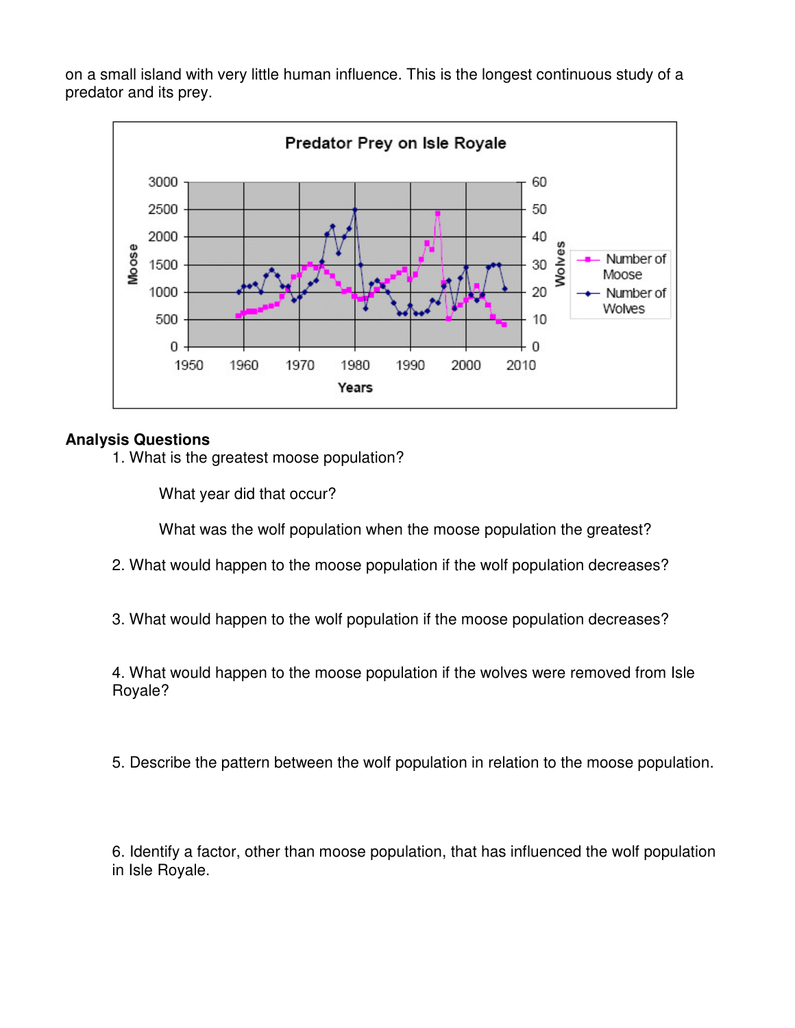on a small island with very little human influence. This is the longest continuous study of a predator and its prey.

**Analysis Questions**

1. What is the greatest moose population?

   What year did that occur?

   What was the wolf population when the moose population the greatest?

2. What would happen to the moose population if the wolf population decreases?

3. What would happen to the wolf population if the moose population decreases?

4. What would happen to the moose population if the wolves were removed from Isle Royale?

5. Describe the pattern between the wolf population in relation to the moose population.

6. Identify a factor, other than moose population, that has influenced the wolf population in Isle Royale.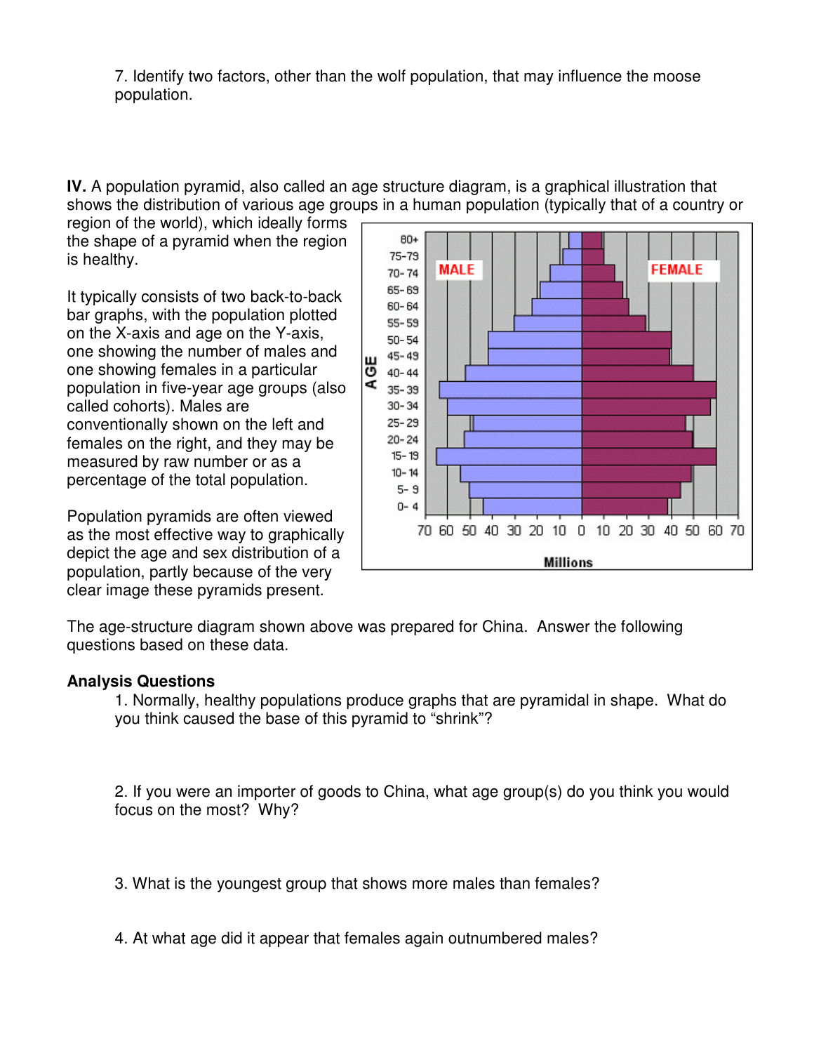7. Identify two factors, other than the wolf population, that may influence the moose population.

**IV.** A population pyramid, also called an age structure diagram, is a graphical illustration that shows the distribution of various age groups in a human population (typically that of a country or region of the world), which ideally forms the shape of a pyramid when the region is healthy.

It typically consists of two back-to-back bar graphs, with the population plotted on the X-axis and age on the Y-axis, one showing the number of males and one showing females in a particular population in five-year age groups (also called cohorts). Males are conventionally shown on the left and females on the right, and they may be measured by raw number or as a percentage of the total population.

Population pyramids are often viewed as the most effective way to graphically depict the age and sex distribution of a population, partly because of the very clear image these pyramids present.

MALE

FEMALE

AGE

80+
75-79
70-74
65-69
60-64
55-59
50-54
45-49
40-44
35-39
30-34
25-29
20-24
15-19
10-14
5-9
0-4

70 60 50 40 30 20 10 0 10 20 30 40 50 60 70

Millions

The age-structure diagram shown above was prepared for China. Answer the following questions based on these data.

**Analysis Questions**

1. Normally, healthy populations produce graphs that are pyramidal in shape. What do you think caused the base of this pyramid to "shrink"?

2. If you were an importer of goods to China, what age group(s) do you think you would focus on the most? Why?

3. What is the youngest group that shows more males than females?

4. At what age did it appear that females again outnumbered males?